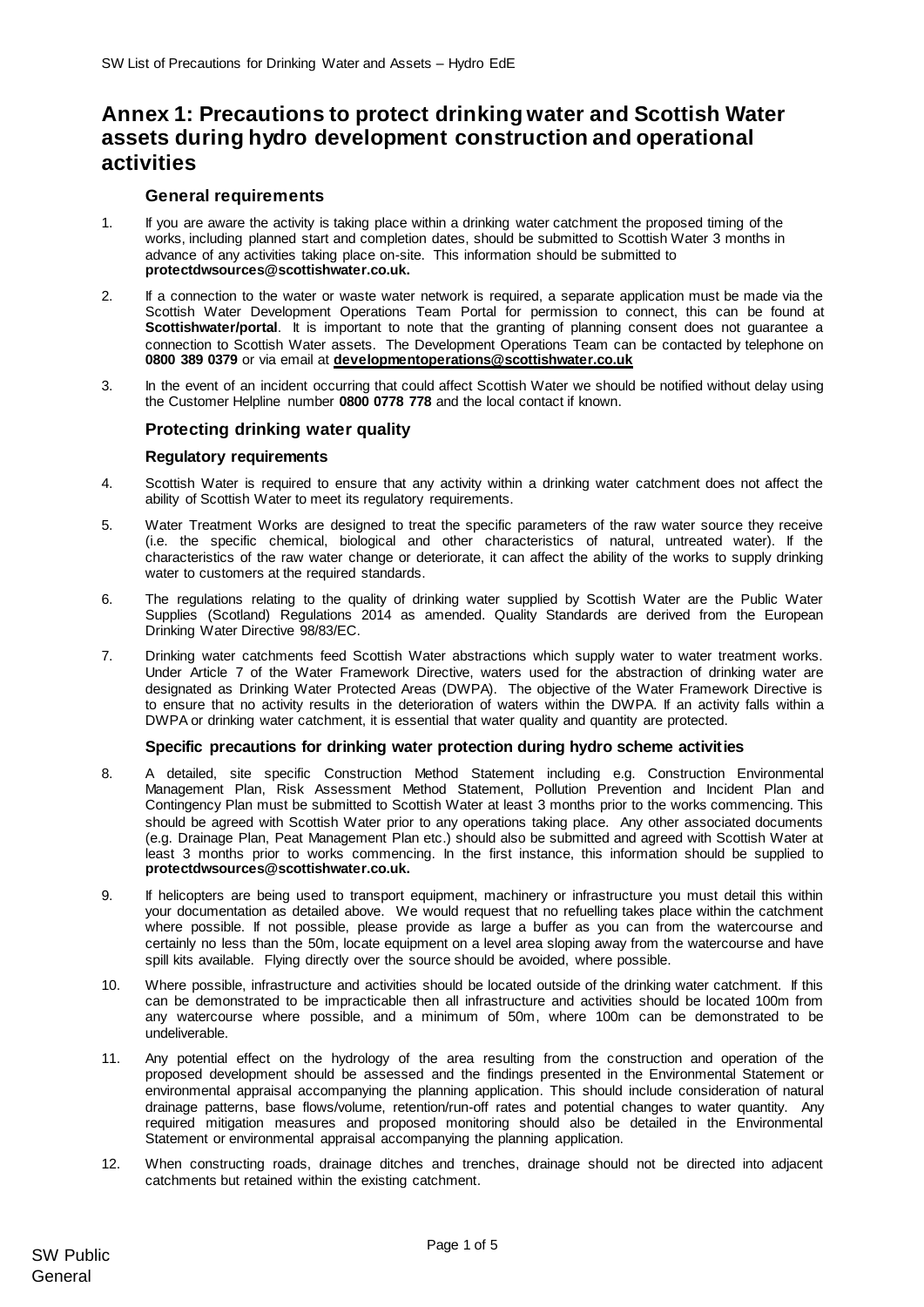# Annex 1: Precautions to protect drinking water and Scottish Water assets during hydro development construction and operational activities

### General requirements

1. If you are aware the activity is taking place within a drinking water catchment the proposed timing of the works, including planned start and completion dates, should be submitted to Scottish Water 3 months in advance of any activities taking place on-site. This information should be submitted to **protectdwsources@scottishwater.co.uk.**

2. If a connection to the water or waste water network is required, a separate application must be made via the Scottish Water Development Operations Team Portal for permission to connect, this can be found at **Scottishwater/portal**. It is important to note that the granting of planning consent does not guarantee a connection to Scottish Water assets. The Development Operations Team can be contacted by telephone on **0800 389 0379** or via email at **developmentoperations@scottishwater.co.uk**

3. In the event of an incident occurring that could affect Scottish Water we should be notified without delay using the Customer Helpline number **0800 0778 778** and the local contact if known.

### Protecting drinking water quality

#### Regulatory requirements

4. Scottish Water is required to ensure that any activity within a drinking water catchment does not affect the ability of Scottish Water to meet its regulatory requirements.

5. Water Treatment Works are designed to treat the specific parameters of the raw water source they receive (i.e. the specific chemical, biological and other characteristics of natural, untreated water). If the characteristics of the raw water change or deteriorate, it can affect the ability of the works to supply drinking water to customers at the required standards.

6. The regulations relating to the quality of drinking water supplied by Scottish Water are the Public Water Supplies (Scotland) Regulations 2014 as amended. Quality Standards are derived from the European Drinking Water Directive 98/83/EC.

7. Drinking water catchments feed Scottish Water abstractions which supply water to water treatment works. Under Article 7 of the Water Framework Directive, waters used for the abstraction of drinking water are designated as Drinking Water Protected Areas (DWPA). The objective of the Water Framework Directive is to ensure that no activity results in the deterioration of waters within the DWPA. If an activity falls within a DWPA or drinking water catchment, it is essential that water quality and quantity are protected.

#### Specific precautions for drinking water protection during hydro scheme activities

8. A detailed, site specific Construction Method Statement including e.g. Construction Environmental Management Plan, Risk Assessment Method Statement, Pollution Prevention and Incident Plan and Contingency Plan must be submitted to Scottish Water at least 3 months prior to the works commencing. This should be agreed with Scottish Water prior to any operations taking place. Any other associated documents (e.g. Drainage Plan, Peat Management Plan etc.) should also be submitted and agreed with Scottish Water at least 3 months prior to works commencing. In the first instance, this information should be supplied to **protectdwsources@scottishwater.co.uk.**

9. If helicopters are being used to transport equipment, machinery or infrastructure you must detail this within your documentation as detailed above. We would request that no refuelling takes place within the catchment where possible. If not possible, please provide as large a buffer as you can from the watercourse and certainly no less than the 50m, locate equipment on a level area sloping away from the watercourse and have spill kits available. Flying directly over the source should be avoided, where possible.

10. Where possible, infrastructure and activities should be located outside of the drinking water catchment. If this can be demonstrated to be impracticable then all infrastructure and activities should be located 100m from any watercourse where possible, and a minimum of 50m, where 100m can be demonstrated to be undeliverable.

11. Any potential effect on the hydrology of the area resulting from the construction and operation of the proposed development should be assessed and the findings presented in the Environmental Statement or environmental appraisal accompanying the planning application. This should include consideration of natural drainage patterns, base flows/volume, retention/run-off rates and potential changes to water quantity. Any required mitigation measures and proposed monitoring should also be detailed in the Environmental Statement or environmental appraisal accompanying the planning application.

12. When constructing roads, drainage ditches and trenches, drainage should not be directed into adjacent catchments but retained within the existing catchment.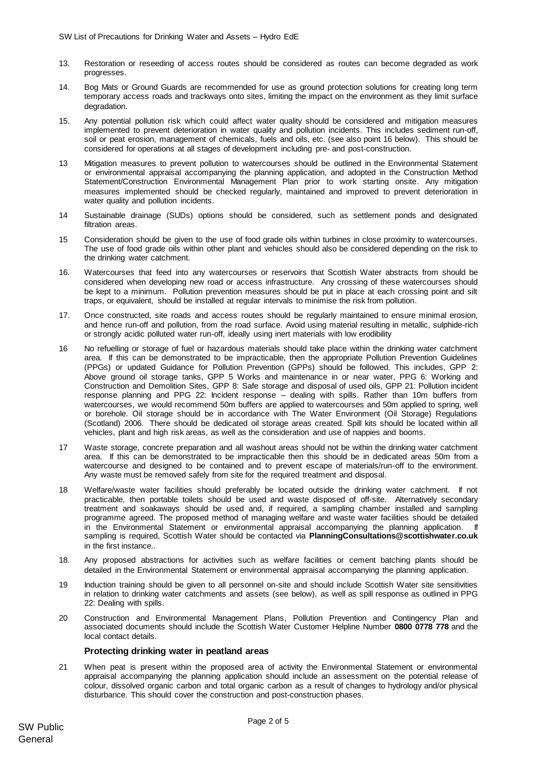13. Restoration or reseeding of access routes should be considered as routes can become degraded as work progresses.

14. Bog Mats or Ground Guards are recommended for use as ground protection solutions for creating long term temporary access roads and trackways onto sites, limiting the impact on the environment as they limit surface degradation.

15. Any potential pollution risk which could affect water quality should be considered and mitigation measures implemented to prevent deterioration in water quality and pollution incidents. This includes sediment run-off, soil or peat erosion, management of chemicals, fuels and oils, etc. (see also point 16 below). This should be considered for operations at all stages of development including pre- and post-construction.

13 Mitigation measures to prevent pollution to watercourses should be outlined in the Environmental Statement or environmental appraisal accompanying the planning application, and adopted in the Construction Method Statement/Construction Environmental Management Plan prior to work starting onsite. Any mitigation measures implemented should be checked regularly, maintained and improved to prevent deterioration in water quality and pollution incidents.

14 Sustainable drainage (SUDs) options should be considered, such as settlement ponds and designated filtration areas.

15 Consideration should be given to the use of food grade oils within turbines in close proximity to watercourses. The use of food grade oils within other plant and vehicles should also be considered depending on the risk to the drinking water catchment.

16. Watercourses that feed into any watercourses or reservoirs that Scottish Water abstracts from should be considered when developing new road or access infrastructure. Any crossing of these watercourses should be kept to a minimum. Pollution prevention measures should be put in place at each crossing point and silt traps, or equivalent, should be installed at regular intervals to minimise the risk from pollution.

17. Once constructed, site roads and access routes should be regularly maintained to ensure minimal erosion, and hence run-off and pollution, from the road surface. Avoid using material resulting in metallic, sulphide-rich or strongly acidic polluted water run-off, ideally using inert materials with low erodibility

16 No refuelling or storage of fuel or hazardous materials should take place within the drinking water catchment area. If this can be demonstrated to be impracticable, then the appropriate Pollution Prevention Guidelines (PPGs) or updated Guidance for Pollution Prevention (GPPs) should be followed. This includes, GPP 2: Above ground oil storage tanks, GPP 5 Works and maintenance in or near water, PPG 6: Working and Construction and Demolition Sites, GPP 8: Safe storage and disposal of used oils, GPP 21: Pollution incident response planning and PPG 22: Incident response – dealing with spills. Rather than 10m buffers from watercourses, we would recommend 50m buffers are applied to watercourses and 50m applied to spring, well or borehole. Oil storage should be in accordance with The Water Environment (Oil Storage) Regulations (Scotland) 2006. There should be dedicated oil storage areas created. Spill kits should be located within all vehicles, plant and high risk areas, as well as the consideration and use of nappies and booms.

17 Waste storage, concrete preparation and all washout areas should not be within the drinking water catchment area. If this can be demonstrated to be impracticable then this should be in dedicated areas 50m from a watercourse and designed to be contained and to prevent escape of materials/run-off to the environment. Any waste must be removed safely from site for the required treatment and disposal.

18 Welfare/waste water facilities should preferably be located outside the drinking water catchment. If not practicable, then portable toilets should be used and waste disposed of off-site. Alternatively secondary treatment and soakaways should be used and, if required, a sampling chamber installed and sampling programme agreed. The proposed method of managing welfare and waste water facilities should be detailed in the Environmental Statement or environmental appraisal accompanying the planning application. If sampling is required, Scottish Water should be contacted via **PlanningConsultations@scottishwater.co.uk** in the first instance..

18. Any proposed abstractions for activities such as welfare facilities or cement batching plants should be detailed in the Environmental Statement or environmental appraisal accompanying the planning application.

19 Induction training should be given to all personnel on-site and should include Scottish Water site sensitivities in relation to drinking water catchments and assets (see below), as well as spill response as outlined in PPG 22: Dealing with spills.

20 Construction and Environmental Management Plans, Pollution Prevention and Contingency Plan and associated documents should include the Scottish Water Customer Helpline Number **0800 0778 778** and the local contact details.

### Protecting drinking water in peatland areas

21 When peat is present within the proposed area of activity the Environmental Statement or environmental appraisal accompanying the planning application should include an assessment on the potential release of colour, dissolved organic carbon and total organic carbon as a result of changes to hydrology and/or physical disturbance. This should cover the construction and post-construction phases.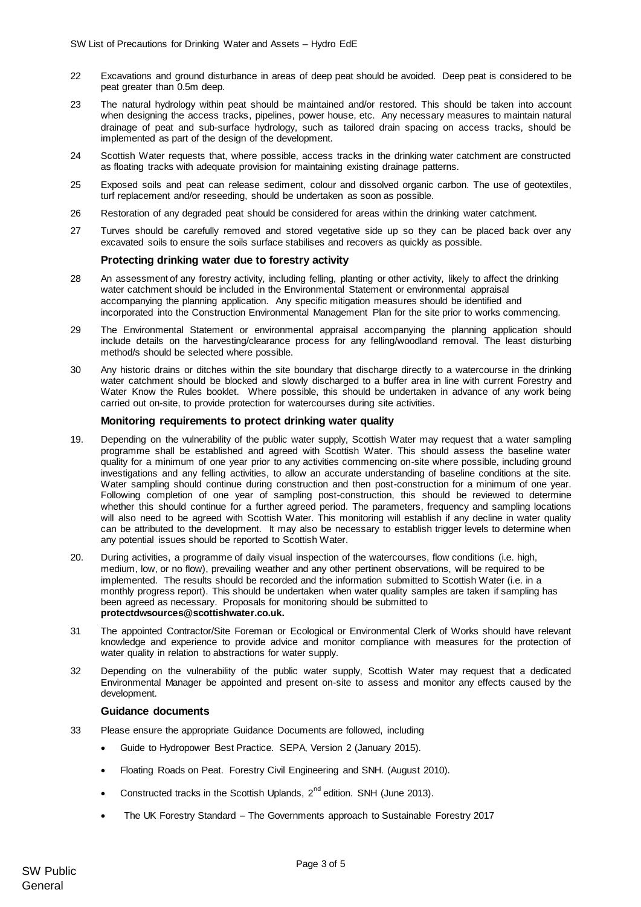22 Excavations and ground disturbance in areas of deep peat should be avoided. Deep peat is considered to be peat greater than 0.5m deep.

23 The natural hydrology within peat should be maintained and/or restored. This should be taken into account when designing the access tracks, pipelines, power house, etc. Any necessary measures to maintain natural drainage of peat and sub-surface hydrology, such as tailored drain spacing on access tracks, should be implemented as part of the design of the development.

24 Scottish Water requests that, where possible, access tracks in the drinking water catchment are constructed as floating tracks with adequate provision for maintaining existing drainage patterns.

25 Exposed soils and peat can release sediment, colour and dissolved organic carbon. The use of geotextiles, turf replacement and/or reseeding, should be undertaken as soon as possible.

26 Restoration of any degraded peat should be considered for areas within the drinking water catchment.

27 Turves should be carefully removed and stored vegetative side up so they can be placed back over any excavated soils to ensure the soils surface stabilises and recovers as quickly as possible.

### Protecting drinking water due to forestry activity

28 An assessment of any forestry activity, including felling, planting or other activity, likely to affect the drinking water catchment should be included in the Environmental Statement or environmental appraisal accompanying the planning application. Any specific mitigation measures should be identified and incorporated into the Construction Environmental Management Plan for the site prior to works commencing.

29 The Environmental Statement or environmental appraisal accompanying the planning application should include details on the harvesting/clearance process for any felling/woodland removal. The least disturbing method/s should be selected where possible.

30 Any historic drains or ditches within the site boundary that discharge directly to a watercourse in the drinking water catchment should be blocked and slowly discharged to a buffer area in line with current Forestry and Water Know the Rules booklet. Where possible, this should be undertaken in advance of any work being carried out on-site, to provide protection for watercourses during site activities.

### Monitoring requirements to protect drinking water quality

19. Depending on the vulnerability of the public water supply, Scottish Water may request that a water sampling programme shall be established and agreed with Scottish Water. This should assess the baseline water quality for a minimum of one year prior to any activities commencing on-site where possible, including ground investigations and any felling activities, to allow an accurate understanding of baseline conditions at the site. Water sampling should continue during construction and then post-construction for a minimum of one year. Following completion of one year of sampling post-construction, this should be reviewed to determine whether this should continue for a further agreed period. The parameters, frequency and sampling locations will also need to be agreed with Scottish Water. This monitoring will establish if any decline in water quality can be attributed to the development. It may also be necessary to establish trigger levels to determine when any potential issues should be reported to Scottish Water.

20. During activities, a programme of daily visual inspection of the watercourses, flow conditions (i.e. high, medium, low, or no flow), prevailing weather and any other pertinent observations, will be required to be implemented. The results should be recorded and the information submitted to Scottish Water (i.e. in a monthly progress report). This should be undertaken when water quality samples are taken if sampling has been agreed as necessary. Proposals for monitoring should be submitted to **protectdwsources@scottishwater.co.uk.**

31 The appointed Contractor/Site Foreman or Ecological or Environmental Clerk of Works should have relevant knowledge and experience to provide advice and monitor compliance with measures for the protection of water quality in relation to abstractions for water supply.

32 Depending on the vulnerability of the public water supply, Scottish Water may request that a dedicated Environmental Manager be appointed and present on-site to assess and monitor any effects caused by the development.

### Guidance documents

33 Please ensure the appropriate Guidance Documents are followed, including

- Guide to Hydropower Best Practice. SEPA, Version 2 (January 2015).
- Floating Roads on Peat. Forestry Civil Engineering and SNH. (August 2010).
- Constructed tracks in the Scottish Uplands, 2nd edition. SNH (June 2013).
- The UK Forestry Standard – The Governments approach to Sustainable Forestry 2017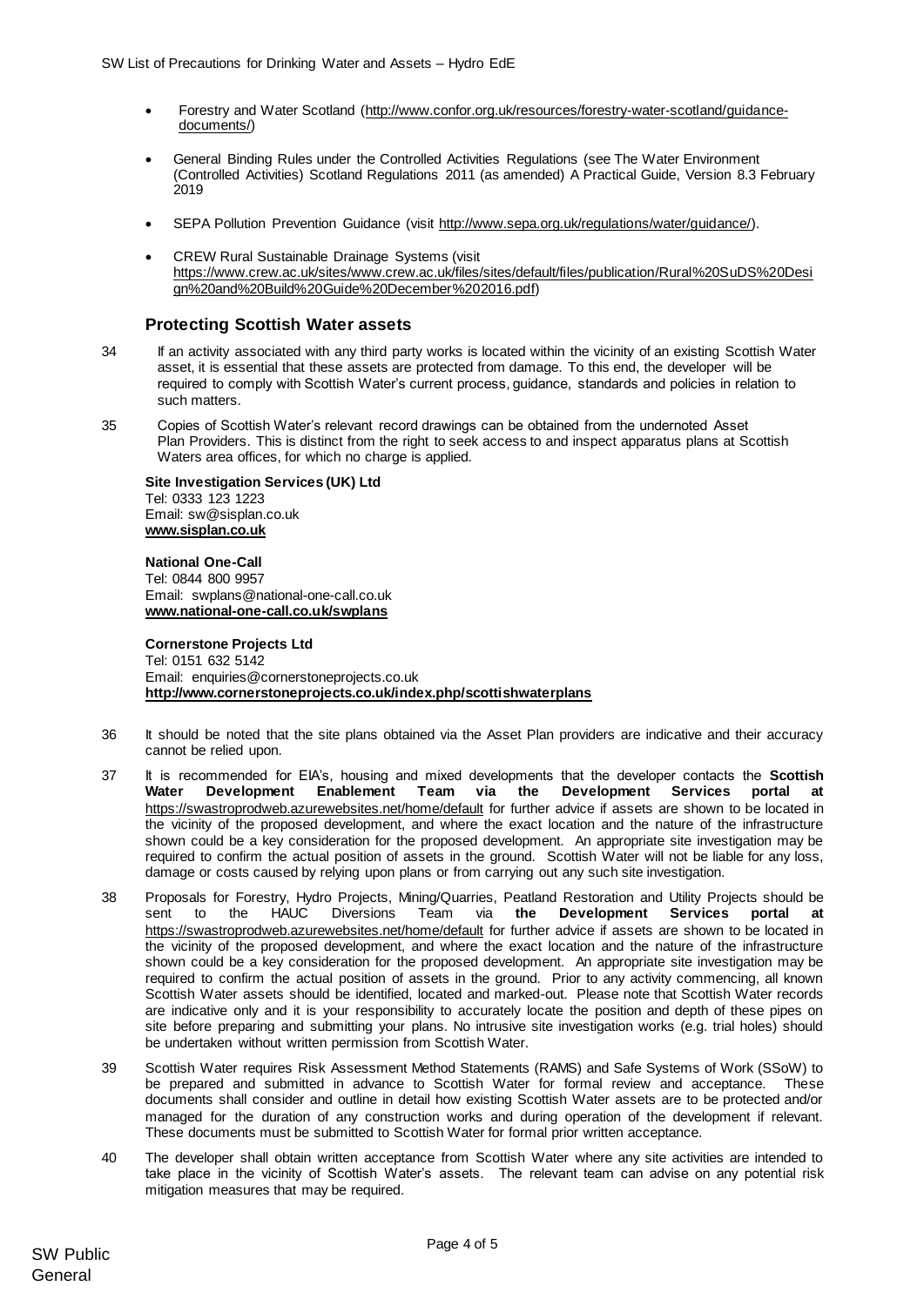- Forestry and Water Scotland (http://www.confor.org.uk/resources/forestry-water-scotland/guidance-documents/)
- General Binding Rules under the Controlled Activities Regulations (see The Water Environment (Controlled Activities) Scotland Regulations 2011 (as amended) A Practical Guide, Version 8.3 February 2019
- SEPA Pollution Prevention Guidance (visit http://www.sepa.org.uk/regulations/water/guidance/).
- CREW Rural Sustainable Drainage Systems (visit https://www.crew.ac.uk/sites/www.crew.ac.uk/files/sites/default/files/publication/Rural%20SuDS%20Design%20and%20Build%20Guide%20December%202016.pdf)

## Protecting Scottish Water assets

34 If an activity associated with any third party works is located within the vicinity of an existing Scottish Water asset, it is essential that these assets are protected from damage. To this end, the developer will be required to comply with Scottish Water's current process, guidance, standards and policies in relation to such matters.

35 Copies of Scottish Water's relevant record drawings can be obtained from the undernoted Asset Plan Providers. This is distinct from the right to seek access to and inspect apparatus plans at Scottish Waters area offices, for which no charge is applied.

**Site Investigation Services (UK) Ltd**
Tel: 0333 123 1223
Email: sw@sisplan.co.uk
**www.sisplan.co.uk**

**National One-Call**
Tel: 0844 800 9957
Email: swplans@national-one-call.co.uk
**www.national-one-call.co.uk/swplans**

**Cornerstone Projects Ltd**
Tel: 0151 632 5142
Email: enquiries@cornerstoneprojects.co.uk
**http://www.cornerstoneprojects.co.uk/index.php/scottishwaterplans**

36 It should be noted that the site plans obtained via the Asset Plan providers are indicative and their accuracy cannot be relied upon.

37 It is recommended for EIA's, housing and mixed developments that the developer contacts the **Scottish Water Development Enablement Team via the Development Services portal at** https://swastroprodweb.azurewebsites.net/home/default for further advice if assets are shown to be located in the vicinity of the proposed development, and where the exact location and the nature of the infrastructure shown could be a key consideration for the proposed development. An appropriate site investigation may be required to confirm the actual position of assets in the ground. Scottish Water will not be liable for any loss, damage or costs caused by relying upon plans or from carrying out any such site investigation.

38 Proposals for Forestry, Hydro Projects, Mining/Quarries, Peatland Restoration and Utility Projects should be sent to the HAUC Diversions Team via **the Development Services portal at** https://swastroprodweb.azurewebsites.net/home/default for further advice if assets are shown to be located in the vicinity of the proposed development, and where the exact location and the nature of the infrastructure shown could be a key consideration for the proposed development. An appropriate site investigation may be required to confirm the actual position of assets in the ground. Prior to any activity commencing, all known Scottish Water assets should be identified, located and marked-out. Please note that Scottish Water records are indicative only and it is your responsibility to accurately locate the position and depth of these pipes on site before preparing and submitting your plans. No intrusive site investigation works (e.g. trial holes) should be undertaken without written permission from Scottish Water.

39 Scottish Water requires Risk Assessment Method Statements (RAMS) and Safe Systems of Work (SSoW) to be prepared and submitted in advance to Scottish Water for formal review and acceptance. These documents shall consider and outline in detail how existing Scottish Water assets are to be protected and/or managed for the duration of any construction works and during operation of the development if relevant. These documents must be submitted to Scottish Water for formal prior written acceptance.

40 The developer shall obtain written acceptance from Scottish Water where any site activities are intended to take place in the vicinity of Scottish Water's assets. The relevant team can advise on any potential risk mitigation measures that may be required.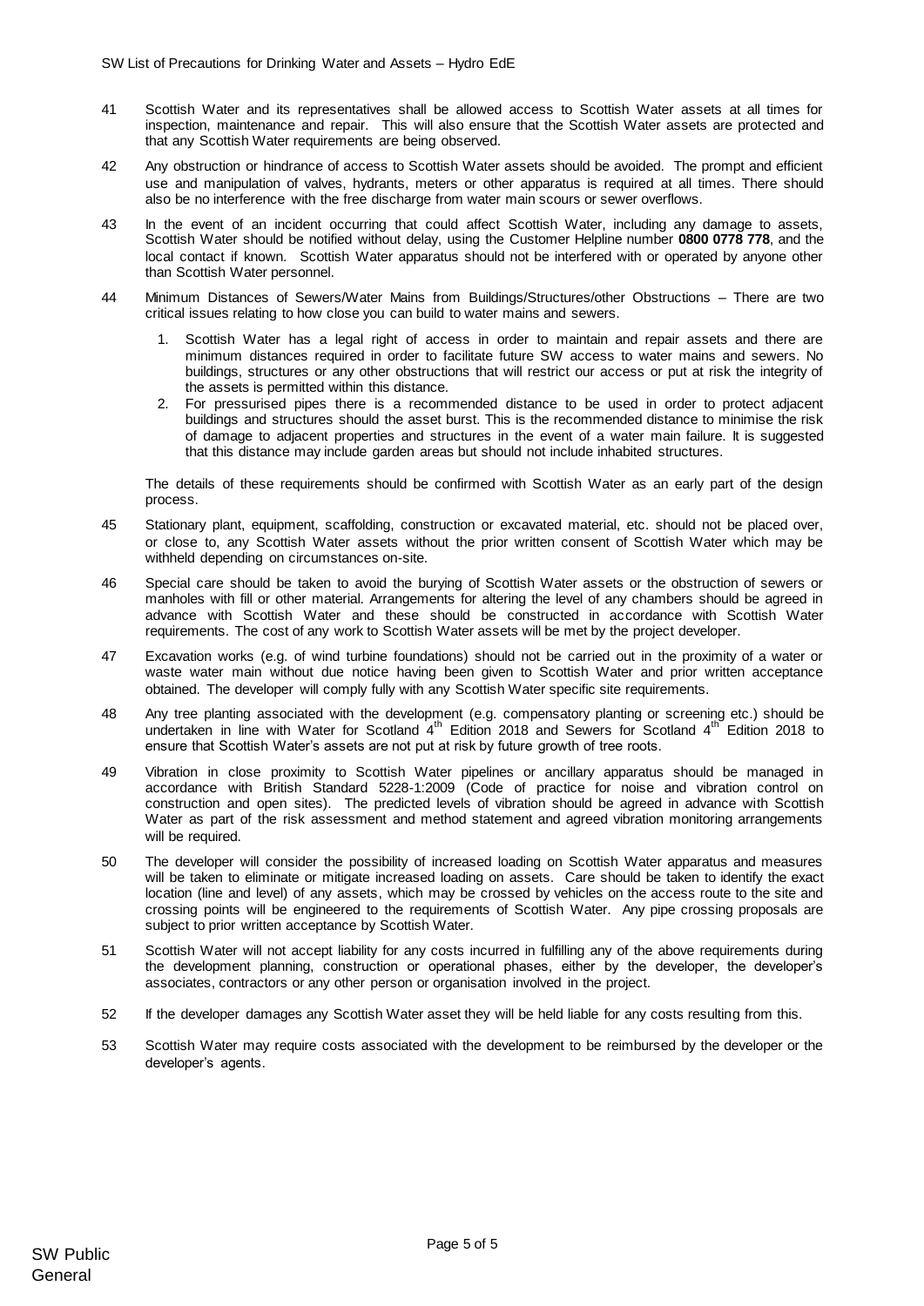41 Scottish Water and its representatives shall be allowed access to Scottish Water assets at all times for inspection, maintenance and repair. This will also ensure that the Scottish Water assets are protected and that any Scottish Water requirements are being observed.

42 Any obstruction or hindrance of access to Scottish Water assets should be avoided. The prompt and efficient use and manipulation of valves, hydrants, meters or other apparatus is required at all times. There should also be no interference with the free discharge from water main scours or sewer overflows.

43 In the event of an incident occurring that could affect Scottish Water, including any damage to assets, Scottish Water should be notified without delay, using the Customer Helpline number **0800 0778 778**, and the local contact if known. Scottish Water apparatus should not be interfered with or operated by anyone other than Scottish Water personnel.

44 Minimum Distances of Sewers/Water Mains from Buildings/Structures/other Obstructions – There are two critical issues relating to how close you can build to water mains and sewers.

1. Scottish Water has a legal right of access in order to maintain and repair assets and there are minimum distances required in order to facilitate future SW access to water mains and sewers. No buildings, structures or any other obstructions that will restrict our access or put at risk the integrity of the assets is permitted within this distance.
2. For pressurised pipes there is a recommended distance to be used in order to protect adjacent buildings and structures should the asset burst. This is the recommended distance to minimise the risk of damage to adjacent properties and structures in the event of a water main failure. It is suggested that this distance may include garden areas but should not include inhabited structures.

The details of these requirements should be confirmed with Scottish Water as an early part of the design process.

45 Stationary plant, equipment, scaffolding, construction or excavated material, etc. should not be placed over, or close to, any Scottish Water assets without the prior written consent of Scottish Water which may be withheld depending on circumstances on-site.

46 Special care should be taken to avoid the burying of Scottish Water assets or the obstruction of sewers or manholes with fill or other material. Arrangements for altering the level of any chambers should be agreed in advance with Scottish Water and these should be constructed in accordance with Scottish Water requirements. The cost of any work to Scottish Water assets will be met by the project developer.

47 Excavation works (e.g. of wind turbine foundations) should not be carried out in the proximity of a water or waste water main without due notice having been given to Scottish Water and prior written acceptance obtained. The developer will comply fully with any Scottish Water specific site requirements.

48 Any tree planting associated with the development (e.g. compensatory planting or screening etc.) should be undertaken in line with Water for Scotland 4th Edition 2018 and Sewers for Scotland 4th Edition 2018 to ensure that Scottish Water's assets are not put at risk by future growth of tree roots.

49 Vibration in close proximity to Scottish Water pipelines or ancillary apparatus should be managed in accordance with British Standard 5228-1:2009 (Code of practice for noise and vibration control on construction and open sites). The predicted levels of vibration should be agreed in advance with Scottish Water as part of the risk assessment and method statement and agreed vibration monitoring arrangements will be required.

50 The developer will consider the possibility of increased loading on Scottish Water apparatus and measures will be taken to eliminate or mitigate increased loading on assets. Care should be taken to identify the exact location (line and level) of any assets, which may be crossed by vehicles on the access route to the site and crossing points will be engineered to the requirements of Scottish Water. Any pipe crossing proposals are subject to prior written acceptance by Scottish Water.

51 Scottish Water will not accept liability for any costs incurred in fulfilling any of the above requirements during the development planning, construction or operational phases, either by the developer, the developer's associates, contractors or any other person or organisation involved in the project.

52 If the developer damages any Scottish Water asset they will be held liable for any costs resulting from this.

53 Scottish Water may require costs associated with the development to be reimbursed by the developer or the developer's agents.